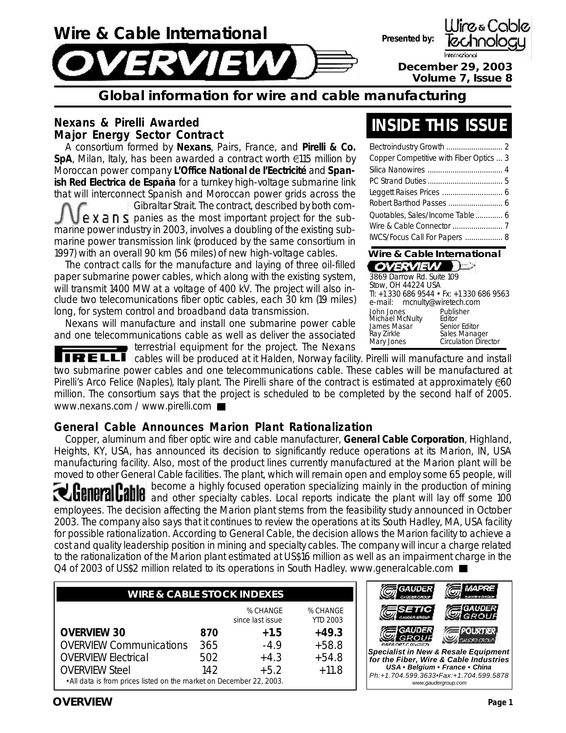# Wire & Cable International OVERVIEW

Presented by: Wire & Cable Technology International

December 29, 2003
Volume 7, Issue 8

**Global information for wire and cable manufacturing**

## Nexans & Pirelli Awarded Major Energy Sector Contract

A consortium formed by **Nexans**, Pairs, France, and **Pirelli & Co. SpA**, Milan, Italy, has been awarded a contract worth €115 million by Moroccan power company **L'Office National de l'Eectricité** and **Spanish Red Electrica de España** for a turnkey high-voltage submarine link that will interconnect Spanish and Moroccan power grids across the Gibraltar Strait. The contract, described by both companies as the most important project for the submarine power industry in 2003, involves a doubling of the existing submarine power transmission link (produced by the same consortium in 1997) with an overall 90 km (56 miles) of new high-voltage cables.

The contract calls for the manufacture and laying of three oil-filled paper submarine power cables, which along with the existing system, will transmit 1400 MW at a voltage of 400 kV. The project will also include two telecomunications fiber optic cables, each 30 km (19 miles) long, for system control and broadband data transmission.

Nexans will manufacture and install one submarine power cable and one telecommunications cable as well as deliver the associated terrestrial equipment for the project. The Nexans cables will be produced at it Halden, Norway facility. Pirelli will manufacture and install two submarine power cables and one telecommunications cable. These cables will be manufactured at Pirelli's Arco Felice (Naples), Italy plant. The Pirelli share of the contract is estimated at approximately €60 million. The consortium says that the project is scheduled to be completed by the second half of 2005. www.nexans.com / www.pirelli.com

## INSIDE THIS ISSUE

| | |
|---|---|
| Electroindustry Growth | 2 |
| Copper Competitive with Fiber Optics | 3 |
| Silica Nanowires | 4 |
| PC Strand Duties | 5 |
| Leggett Raises Prices | 6 |
| Robert Barthod Passes | 6 |
| Quotables, Sales/Income Table | 6 |
| Wire & Cable Connector | 7 |
| IWCS/Focus Call For Papers | 8 |

**Wire & Cable International OVERVIEW**

3869 Darrow Rd. Suite 109
Stow, OH 44224 USA
Tl: +1 330 686 9544 • Fx: +1 330 686 9563
e-mail: mcnulty@wiretech.com

| | |
|---|---|
| John Jones | Publisher |
| Michael McNulty | Editor |
| James Masar | Senior Editor |
| Ray Zirkle | Sales Manager |
| Mary Jones | Circulation Director |

## General Cable Announces Marion Plant Rationalization

Copper, aluminum and fiber optic wire and cable manufacturer, **General Cable Corporation**, Highland, Heights, KY, USA, has announced its decision to significantly reduce operations at its Marion, IN, USA manufacturing facility. Also, most of the product lines currently manufactured at the Marion plant will be moved to other General Cable facilities. The plant, which will remain open and employ some 65 people, will become a highly focused operation specializing mainly in the production of mining and other specialty cables. Local reports indicate the plant will lay off some 100 employees. The decision affecting the Marion plant stems from the feasibility study announced in October 2003. The company also says that it continues to review the operations at its South Hadley, MA, USA facility for possible rationalization. According to General Cable, the decision allows the Marion facility to achieve a cost and quality leadership position in mining and specialty cables. The company will incur a charge related to the rationalization of the Marion plant estimated at US$16 million as well as an impairment charge in the Q4 of 2003 of US$2 million related to its operations in South Hadley. www.generalcable.com

**WIRE & CABLE STOCK INDEXES**

| | | % CHANGE since last issue | % CHANGE YTD 2003 |
|---|---|---|---|
| **OVERVIEW 30** | **870** | **+1.5** | **+49.3** |
| OVERVIEW Communications | 365 | -4.9 | +58.8 |
| OVERVIEW Electrical | 502 | +4.3 | +54.8 |
| OVERVIEW Steel | 142 | +5.2 | +11.8 |

• All data is from prices listed on the market on December 22, 2003.

GAUDER • MAPRE • SETIC • GAUDER GROUP • GAUDER GROUP FIBER OPTIC DIVISION • POURTIER

*Specialist in New & Resale Equipment for the Fiber, Wire & Cable Industries*
*USA • Belgium • France • China*
*Ph:+1.704.599.3633•Fax:+1.704.599.5878*
*www.gaudergroup.com*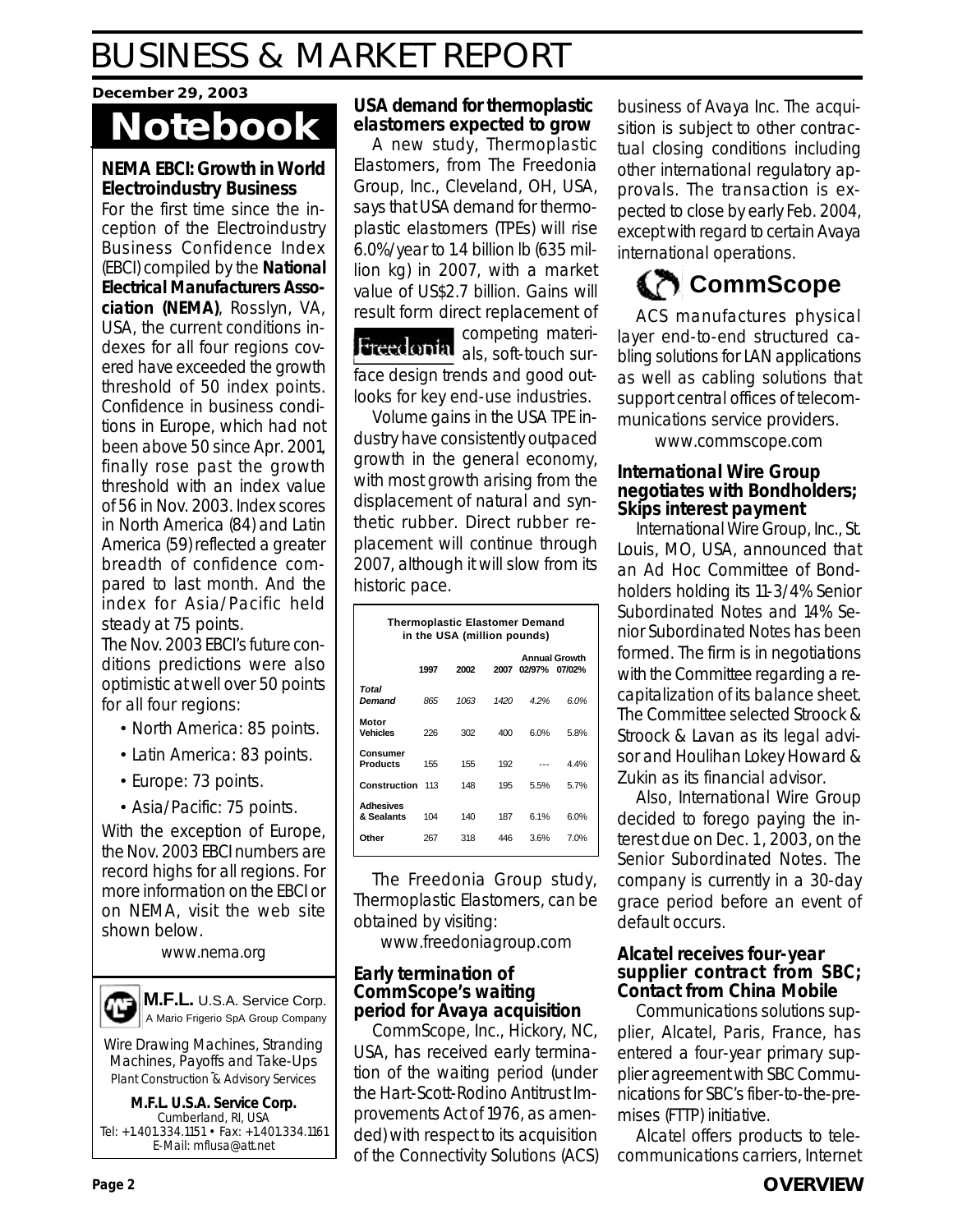# BUSINESS & MARKET REPORT

**December 29, 2003**

# Notebook

### NEMA EBCI: Growth in World Electroindustry Business

For the first time since the inception of the Electroindustry Business Confidence Index (EBCI) compiled by the **National Electrical Manufacturers Association (NEMA)**, Rosslyn, VA, USA, the current conditions indexes for all four regions covered have exceeded the growth threshold of 50 index points. Confidence in business conditions in Europe, which had not been above 50 since Apr. 2001, finally rose past the growth threshold with an index value of 56 in Nov. 2003. Index scores in North America (84) and Latin America (59) reflected a greater breadth of confidence compared to last month. And the index for Asia/Pacific held steady at 75 points.

The Nov. 2003 EBCI's future conditions predictions were also optimistic at well over 50 points for all four regions:

- North America: 85 points.
- Latin America: 83 points.
- Europe: 73 points.
- Asia/Pacific: 75 points.

With the exception of Europe, the Nov. 2003 EBCI numbers are record highs for all regions. For more information on the EBCI or on NEMA, visit the web site shown below.

www.nema.org

**M.F.L.** U.S.A. Service Corp.
A Mario Frigerio SpA Group Company

Wire Drawing Machines, Stranding Machines, Payoffs and Take-Ups
Plant Construction & Advisory Services

**M.F.L. U.S.A. Service Corp.**
Cumberland, RI, USA
Tel: +1.401.334.1151 • Fax: +1.401.334.1161
E-Mail: mflusa@att.net

### USA demand for thermoplastic elastomers expected to grow

A new study, *Thermoplastic Elastomers*, from The Freedonia Group, Inc., Cleveland, OH, USA, says that USA demand for thermoplastic elastomers (TPEs) will rise 6.0%/year to 1.4 billion lb (635 million kg) in 2007, with a market value of US$2.7 billion. Gains will result form direct replacement of competing materials, soft-touch surface design trends and good outlooks for key end-use industries.

Volume gains in the USA TPE industry have consistently outpaced growth in the general economy, with most growth arising from the displacement of natural and synthetic rubber. Direct rubber replacement will continue through 2007, although it will slow from its historic pace.

**Thermoplastic Elastomer Demand in the USA (million pounds)**

| | 1997 | 2002 | 2007 | Annual Growth 02/97% | 07/02% |
|---|---|---|---|---|---|
| *Total Demand* | *865* | *1063* | *1420* | *4.2%* | *6.0%* |
| Motor Vehicles | 226 | 302 | 400 | 6.0% | 5.8% |
| Consumer Products | 155 | 155 | 192 | --- | 4.4% |
| Construction | 113 | 148 | 195 | 5.5% | 5.7% |
| Adhesives & Sealants | 104 | 140 | 187 | 6.1% | 6.0% |
| Other | 267 | 318 | 446 | 3.6% | 7.0% |

The Freedonia Group study, *Thermoplastic Elastomers*, can be obtained by visiting:

www.freedoniagroup.com

### Early termination of CommScope's waiting period for Avaya acquisition

CommScope, Inc., Hickory, NC, USA, has received early termination of the waiting period (under the Hart-Scott-Rodino Antitrust Improvements Act of 1976, as amended) with respect to its acquisition of the Connectivity Solutions (ACS) business of Avaya Inc. The acquisition is subject to other contractual closing conditions including other international regulatory approvals. The transaction is expected to close by early Feb. 2004, except with regard to certain Avaya international operations.

**CommScope**

ACS manufactures physical layer end-to-end structured cabling solutions for LAN applications as well as cabling solutions that support central offices of telecommunications service providers.

www.commscope.com

### International Wire Group negotiates with Bondholders; Skips interest payment

International Wire Group, Inc., St. Louis, MO, USA, announced that an Ad Hoc Committee of Bondholders holding its 11-3/4% Senior Subordinated Notes and 14% Senior Subordinated Notes has been formed. The firm is in negotiations with the Committee regarding a recapitalization of its balance sheet. The Committee selected Stroock & Stroock & Lavan as its legal advisor and Houlihan Lokey Howard & Zukin as its financial advisor.

Also, International Wire Group decided to forego paying the interest due on Dec. 1, 2003, on the Senior Subordinated Notes. The company is currently in a 30-day grace period before an event of default occurs.

### Alcatel receives four-year supplier contract from SBC; Contact from China Mobile

Communications solutions supplier, Alcatel, Paris, France, has entered a four-year primary supplier agreement with SBC Communications for SBC's fiber-to-the-premises (FTTP) initiative.

Alcatel offers products to telecommunications carriers, Internet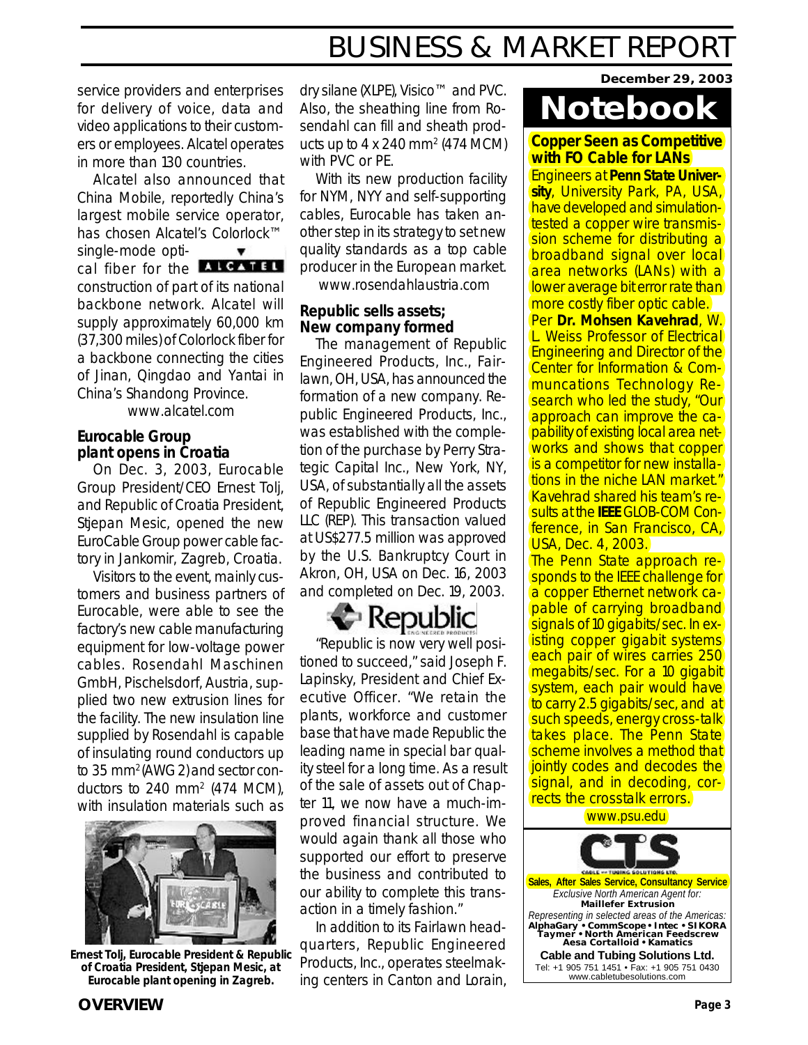service providers and enterprises for delivery of voice, data and video applications to their customers or employees. Alcatel operates in more than 130 countries.

Alcatel also announced that China Mobile, reportedly China's largest mobile service operator, has chosen Alcatel's Colorlock™ single-mode optical fiber for the construction of part of its national backbone network. Alcatel will supply approximately 60,000 km (37,300 miles) of Colorlock fiber for a backbone connecting the cities of Jinan, Qingdao and Yantai in China's Shandong Province.

www.alcatel.com

### Eurocable Group plant opens in Croatia

On Dec. 3, 2003, Eurocable Group President/CEO Ernest Tolj, and Republic of Croatia President, Stjepan Mesic, opened the new EuroCable Group power cable factory in Jankomir, Zagreb, Croatia.

Visitors to the event, mainly customers and business partners of Eurocable, were able to see the factory's new cable manufacturing equipment for low-voltage power cables. Rosendahl Maschinen GmbH, Pischelsdorf, Austria, supplied two new extrusion lines for the facility. The new insulation line supplied by Rosendahl is capable of insulating round conductors up to 35 mm$^2$ (AWG 2) and sector conductors to 240 mm$^2$ (474 MCM), with insulation materials such as dry silane (XLPE), Visico™ and PVC. Also, the sheathing line from Rosendahl can fill and sheath products up to 4 x 240 mm$^2$ (474 MCM) with PVC or PE.

**Ernest Tolj, Eurocable President & Republic of Croatia President, Stjepan Mesic, at Eurocable plant opening in Zagreb.**

With its new production facility for NYM, NYY and self-supporting cables, Eurocable has taken another step in its strategy to set new quality standards as a top cable producer in the European market.

www.rosendahlaustria.com

### Republic sells assets; New company formed

The management of Republic Engineered Products, Inc., Fairlawn, OH, USA, has announced the formation of a new company. Republic Engineered Products, Inc., was established with the completion of the purchase by Perry Strategic Capital Inc., New York, NY, USA, of substantially all the assets of Republic Engineered Products LLC (REP). This transaction valued at US$277.5 million was approved by the U.S. Bankruptcy Court in Akron, OH, USA on Dec. 16, 2003 and completed on Dec. 19, 2003.

"Republic is now very well positioned to succeed," said Joseph F. Lapinsky, President and Chief Executive Officer. "We retain the plants, workforce and customer base that have made Republic the leading name in special bar quality steel for a long time. As a result of the sale of assets out of Chapter 11, we now have a much-improved financial structure. We would again thank all those who supported our effort to preserve the business and contributed to our ability to complete this transaction in a timely fashion."

In addition to its Fairlawn headquarters, Republic Engineered Products, Inc., operates steelmaking centers in Canton and Lorain,

## Notebook

### Copper Seen as Competitive with FO Cable for LANs

Engineers at **Penn State University**, University Park, PA, USA, have developed and simulation-tested a copper wire transmission scheme for distributing a broadband signal over local area networks (LANs) with a lower average bit error rate than more costly fiber optic cable.

Per **Dr. Mohsen Kavehrad**, W. L. Weiss Professor of Electrical Engineering and Director of the Center for Information & Communcations Technology Research who led the study, "Our approach can improve the capability of existing local area networks and shows that copper is a competitor for new installations in the niche LAN market." Kavehrad shared his team's results at the **IEEE** GLOB-COM Conference, in San Francisco, CA, USA, Dec. 4, 2003.

The Penn State approach responds to the IEEE challenge for a copper Ethernet network capable of carrying broadband signals of 10 gigabits/sec. In existing copper gigabit systems each pair of wires carries 250 megabits/sec. For a 10 gigabit system, each pair would have to carry 2.5 gigabits/sec, and at such speeds, energy cross-talk takes place. The Penn State scheme involves a method that jointly codes and decodes the signal, and in decoding, corrects the crosstalk errors.

www.psu.edu

**Sales, After Sales Service, Consultancy Service**

*Exclusive North American Agent for:*
**Maillefer Extrusion**

*Representing in selected areas of the Americas:*
**AlphaGary • CommScope • Intec • SIKORA Taymer • North American Feedscrew Aesa Cortalloid • Kamatics**

**Cable and Tubing Solutions Ltd.**
Tel: +1 905 751 1451 • Fax: +1 905 751 0430
www.cabletubesolutions.com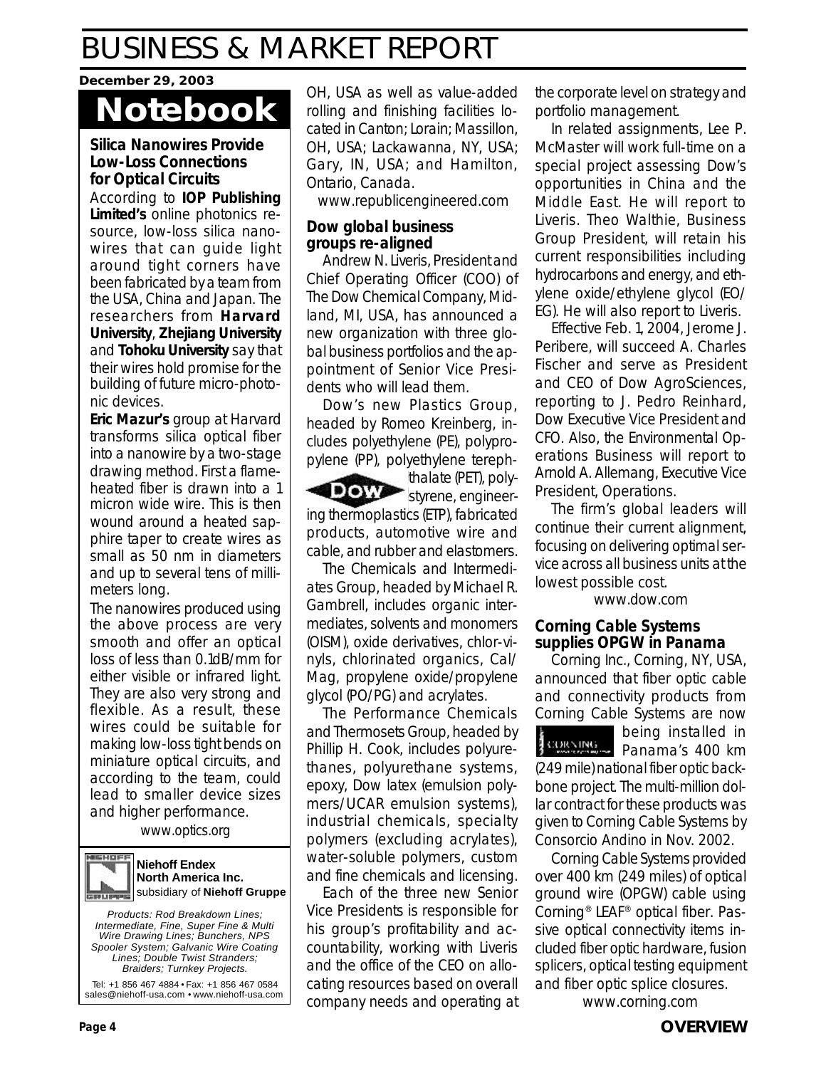**December 29, 2003**

# Notebook

### Silica Nanowires Provide Low-Loss Connections for Optical Circuits

According to **IOP Publishing Limited's** online photonics resource, low-loss silica nanowires that can guide light around tight corners have been fabricated by a team from the USA, China and Japan. The researchers from **Harvard University**, **Zhejiang University** and **Tohoku University** say that their wires hold promise for the building of future micro-photonic devices.

**Eric Mazur's** group at Harvard transforms silica optical fiber into a nanowire by a two-stage drawing method. First a flame-heated fiber is drawn into a 1 micron wide wire. This is then wound around a heated sapphire taper to create wires as small as 50 nm in diameters and up to several tens of millimeters long.

The nanowires produced using the above process are very smooth and offer an optical loss of less than 0.1dB/mm for either visible or infrared light. They are also very strong and flexible. As a result, these wires could be suitable for making low-loss tight bends on miniature optical circuits, and according to the team, could lead to smaller device sizes and higher performance.

www.optics.org

**Niehoff Endex North America Inc.** subsidiary of **Niehoff Gruppe**

*Products: Rod Breakdown Lines; Intermediate, Fine, Super Fine & Multi Wire Drawing Lines; Bunchers, NPS Spooler System; Galvanic Wire Coating Lines; Double Twist Stranders; Braiders; Turnkey Projects.*

Tel: +1 856 467 4884 • Fax: +1 856 467 0584
sales@niehoff-usa.com • www.niehoff-usa.com

OH, USA as well as value-added rolling and finishing facilities located in Canton; Lorain; Massillon, OH, USA; Lackawanna, NY, USA; Gary, IN, USA; and Hamilton, Ontario, Canada.

www.republicengineered.com

### Dow global business groups re-aligned

Andrew N. Liveris, President and Chief Operating Officer (COO) of The Dow Chemical Company, Midland, MI, USA, has announced a new organization with three global business portfolios and the appointment of Senior Vice Presidents who will lead them.

Dow's new Plastics Group, headed by Romeo Kreinberg, includes polyethylene (PE), polypropylene (PP), polyethylene terephthalate (PET), polystyrene, engineering thermoplastics (ETP), fabricated products, automotive wire and cable, and rubber and elastomers.

The Chemicals and Intermediates Group, headed by Michael R. Gambrell, includes organic intermediates, solvents and monomers (OISM), oxide derivatives, chlor-vinyls, chlorinated organics, Cal/Mag, propylene oxide/propylene glycol (PO/PG) and acrylates.

The Performance Chemicals and Thermosets Group, headed by Phillip H. Cook, includes polyurethanes, polyurethane systems, epoxy, Dow latex (emulsion polymers/UCAR emulsion systems), industrial chemicals, specialty polymers (excluding acrylates), water-soluble polymers, custom and fine chemicals and licensing.

Each of the three new Senior Vice Presidents is responsible for his group's profitability and accountability, working with Liveris and the office of the CEO on allocating resources based on overall company needs and operating at the corporate level on strategy and portfolio management.

In related assignments, Lee P. McMaster will work full-time on a special project assessing Dow's opportunities in China and the Middle East. He will report to Liveris. Theo Walthie, Business Group President, will retain his current responsibilities including hydrocarbons and energy, and ethylene oxide/ethylene glycol (EO/EG). He will also report to Liveris.

Effective Feb. 1, 2004, Jerome J. Peribere, will succeed A. Charles Fischer and serve as President and CEO of Dow AgroSciences, reporting to J. Pedro Reinhard, Dow Executive Vice President and CFO. Also, the Environmental Operations Business will report to Arnold A. Allemang, Executive Vice President, Operations.

The firm's global leaders will continue their current alignment, focusing on delivering optimal service across all business units at the lowest possible cost.

www.dow.com

### Corning Cable Systems supplies OPGW in Panama

Corning Inc., Corning, NY, USA, announced that fiber optic cable and connectivity products from Corning Cable Systems are now being installed in Panama's 400 km (249 mile) national fiber optic backbone project. The multi-million dollar contract for these products was given to Corning Cable Systems by Consorcio Andino in Nov. 2002.

Corning Cable Systems provided over 400 km (249 miles) of optical ground wire (OPGW) cable using Corning® LEAF® optical fiber. Passive optical connectivity items included fiber optic hardware, fusion splicers, optical testing equipment and fiber optic splice closures.

www.corning.com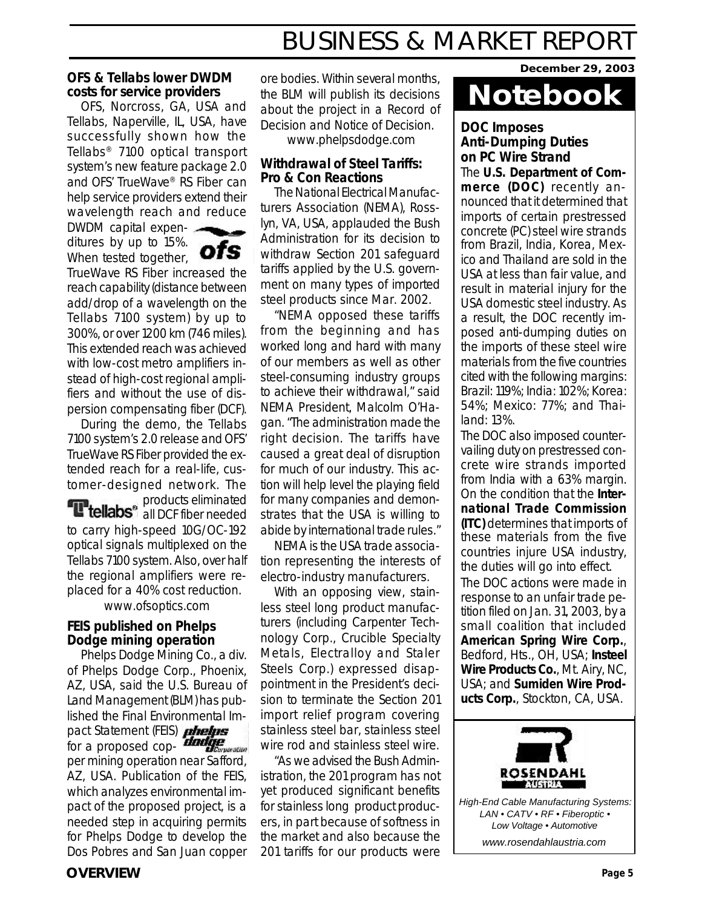### OFS & Tellabs lower DWDM costs for service providers

OFS, Norcross, GA, USA and Tellabs, Naperville, IL, USA, have successfully shown how the Tellabs® 7100 optical transport system's new feature package 2.0 and OFS' TrueWave® RS Fiber can help service providers extend their wavelength reach and reduce DWDM capital expenditures by up to 15%. When tested together, TrueWave RS Fiber increased the reach capability (distance between add/drop of a wavelength on the Tellabs 7100 system) by up to 300%, or over 1200 km (746 miles). This extended reach was achieved with low-cost metro amplifiers instead of high-cost regional amplifiers and without the use of dispersion compensating fiber (DCF).

During the demo, the Tellabs 7100 system's 2.0 release and OFS' TrueWave RS Fiber provided the extended reach for a real-life, customer-designed network. The products eliminated all DCF fiber needed to carry high-speed 10G/OC-192 optical signals multiplexed on the Tellabs 7100 system. Also, over half the regional amplifiers were replaced for a 40% cost reduction.

www.ofsoptics.com

### FEIS published on Phelps Dodge mining operation

Phelps Dodge Mining Co., a div. of Phelps Dodge Corp., Phoenix, AZ, USA, said the U.S. Bureau of Land Management (BLM) has published the Final Environmental Impact Statement (FEIS) for a proposed copper mining operation near Safford, AZ, USA. Publication of the FEIS, which analyzes environmental impact of the proposed project, is a needed step in acquiring permits for Phelps Dodge to develop the Dos Pobres and San Juan copper ore bodies. Within several months, the BLM will publish its decisions about the project in a Record of Decision and Notice of Decision.

www.phelpsdodge.com

### Withdrawal of Steel Tariffs: Pro & Con Reactions

The National Electrical Manufacturers Association (NEMA), Rosslyn, VA, USA, applauded the Bush Administration for its decision to withdraw Section 201 safeguard tariffs applied by the U.S. government on many types of imported steel products since Mar. 2002.

"NEMA opposed these tariffs from the beginning and has worked long and hard with many of our members as well as other steel-consuming industry groups to achieve their withdrawal," said NEMA President, Malcolm O'Hagan. "The administration made the right decision. The tariffs have caused a great deal of disruption for much of our industry. This action will help level the playing field for many companies and demonstrates that the USA is willing to abide by international trade rules."

NEMA is the USA trade association representing the interests of electro-industry manufacturers.

With an opposing view, stainless steel long product manufacturers (including Carpenter Technology Corp., Crucible Specialty Metals, Electralloy and Staler Steels Corp.) expressed disappointment in the President's decision to terminate the Section 201 import relief program covering stainless steel bar, stainless steel wire rod and stainless steel wire.

"As we advised the Bush Administration, the 201 program has not yet produced significant benefits for stainless long product producers, in part because of softness in the market and also because the 201 tariffs for our products were

## Notebook

**December 29, 2003**

### DOC Imposes Anti-Dumping Duties on PC Wire Strand

The **U.S. Department of Commerce (DOC)** recently announced that it determined that imports of certain prestressed concrete (PC) steel wire strands from Brazil, India, Korea, Mexico and Thailand are sold in the USA at less than fair value, and result in material injury for the USA domestic steel industry. As a result, the DOC recently imposed anti-dumping duties on the imports of these steel wire materials from the five countries cited with the following margins: Brazil: 119%; India: 102%; Korea: 54%; Mexico: 77%; and Thailand: 13%.

The DOC also imposed countervailing duty on prestressed concrete wire strands imported from India with a 63% margin. On the condition that the **International Trade Commission (ITC)** determines that imports of these materials from the five countries injure USA industry, the duties will go into effect.

The DOC actions were made in response to an unfair trade petition filed on Jan. 31, 2003, by a small coalition that included **American Spring Wire Corp.**, Bedford, Hts., OH, USA; **Insteel Wire Products Co.**, Mt. Airy, NC, USA; and **Sumiden Wire Products Corp.**, Stockton, CA, USA.

ROSENDAHL AUSTRIA

*High-End Cable Manufacturing Systems: LAN • CATV • RF • Fiberoptic • Low Voltage • Automotive*

*www.rosendahlaustria.com*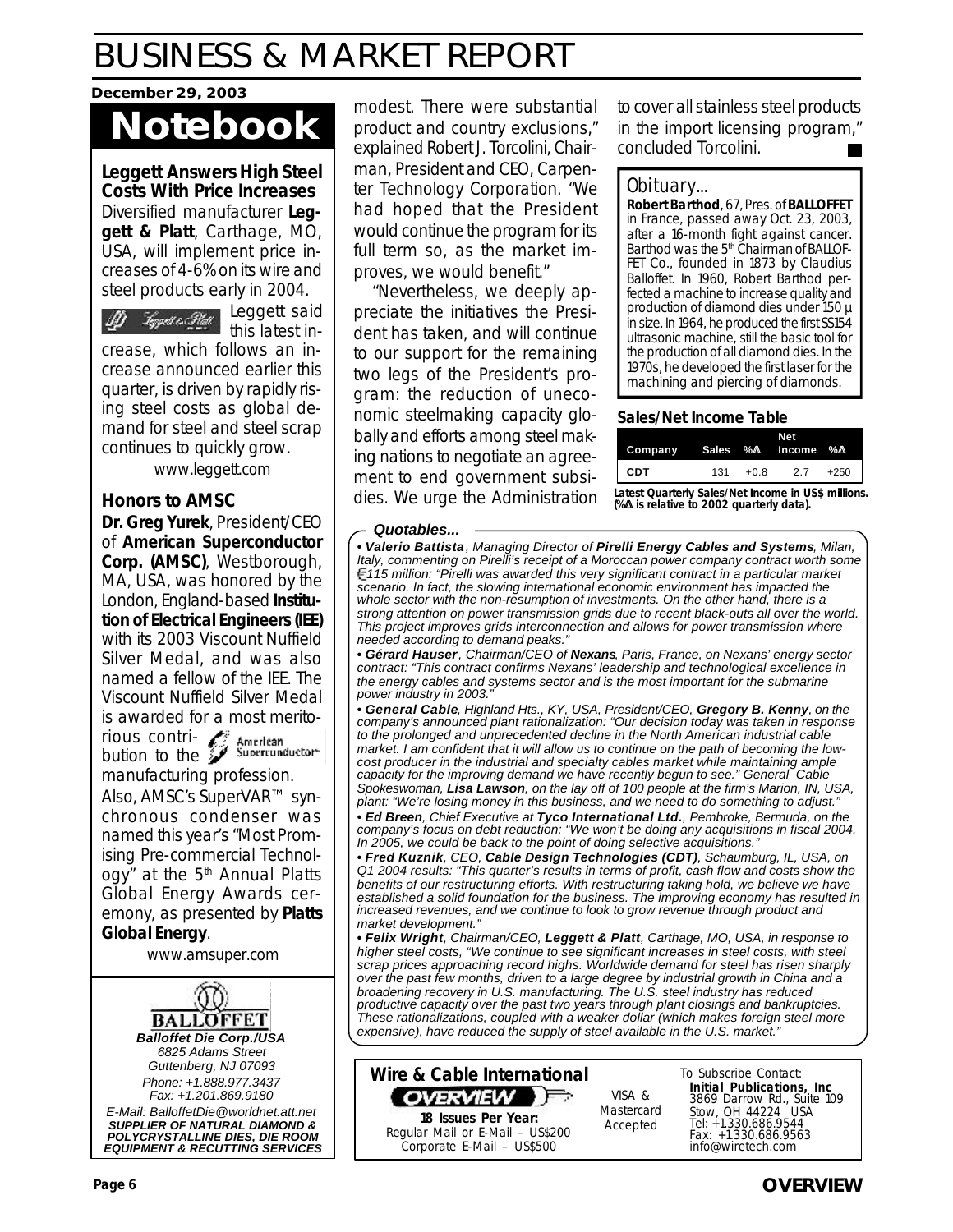# BUSINESS & MARKET REPORT

**December 29, 2003**

## Notebook

### Leggett Answers High Steel Costs With Price Increases

Diversified manufacturer **Leggett & Platt**, Carthage, MO, USA, will implement price increases of 4-6% on its wire and steel products early in 2004.

Leggett said this latest increase, which follows an increase announced earlier this quarter, is driven by rapidly rising steel costs as global demand for steel and steel scrap continues to quickly grow.

www.leggett.com

### Honors to AMSC

**Dr. Greg Yurek**, President/CEO of **American Superconductor Corp. (AMSC)**, Westborough, MA, USA, was honored by the London, England-based **Institution of Electrical Engineers (IEE)** with its 2003 Viscount Nuffield Silver Medal, and was also named a fellow of the IEE. The Viscount Nuffield Silver Medal is awarded for a most meritorious contribution to the manufacturing profession.

Also, AMSC's SuperVAR™ synchronous condenser was named this year's "Most Promising Pre-commercial Technology" at the 5th Annual Platts Global Energy Awards ceremony, as presented by **Platts Global Energy**.

www.amsuper.com

**BALLOFFET**

***Balloffet Die Corp./USA***
*6825 Adams Street*
*Guttenberg, NJ 07093*
*Phone: +1.888.977.3437*
*Fax: +1.201.869.9180*
*E-Mail: BalloffetDie@worldnet.att.net*
***SUPPLIER OF NATURAL DIAMOND & POLYCRYSTALLINE DIES, DIE ROOM EQUIPMENT & RECUTTING SERVICES***

modest. There were substantial product and country exclusions," explained Robert J. Torcolini, Chairman, President and CEO, Carpenter Technology Corporation. "We had hoped that the President would continue the program for its full term so, as the market improves, we would benefit."

"Nevertheless, we deeply appreciate the initiatives the President has taken, and will continue to our support for the remaining two legs of the President's program: the reduction of uneconomic steelmaking capacity globally and efforts among steel making nations to negotiate an agreement to end government subsidies. We urge the Administration to cover all stainless steel products in the import licensing program," concluded Torcolini.

### Obituary...

**Robert Barthod**, 67, Pres. of **BALLOFFET** in France, passed away Oct. 23, 2003, after a 16-month fight against cancer. Barthod was the 5th Chairman of BALLOFFET Co., founded in 1873 by Claudius Balloffet. In 1960, Robert Barthod perfected a machine to increase quality and production of diamond dies under 150 µ in size. In 1964, he produced the first SS154 ultrasonic machine, still the basic tool for the production of all diamond dies. In the 1970s, he developed the first laser for the machining and piercing of diamonds.

### Sales/Net Income Table

| Company | Sales | %Δ | Net Income | %Δ |
|---|---|---|---|---|
| CDT | 131 | +0.8 | 2.7 | +250 |

**Latest Quarterly Sales/Net Income in US$ millions. (%Δ is relative to 2002 quarterly data).**

### *Quotables...*

*• **Valerio Battista**, Managing Director of **Pirelli Energy Cables and Systems**, Milan, Italy, commenting on Pirelli's receipt of a Moroccan power company contract worth some €115 million: "Pirelli was awarded this very significant contract in a particular market scenario. In fact, the slowing international economic environment has impacted the whole sector with the non-resumption of investments. On the other hand, there is a strong attention on power transmission grids due to recent black-outs all over the world. This project improves grids interconnection and allows for power transmission where needed according to demand peaks."*

*• **Gérard Hauser**, Chairman/CEO of **Nexans**, Paris, France, on Nexans' energy sector contract: "This contract confirms Nexans' leadership and technological excellence in the energy cables and systems sector and is the most important for the submarine power industry in 2003."*

*• **General Cable**, Highland Hts., KY, USA, President/CEO, **Gregory B. Kenny**, on the company's announced plant rationalization: "Our decision today was taken in response to the prolonged and unprecedented decline in the North American industrial cable market. I am confident that it will allow us to continue on the path of becoming the low-cost producer in the industrial and specialty cables market while maintaining ample capacity for the improving demand we have recently begun to see." General Cable Spokeswoman, **Lisa Lawson**, on the lay off of 100 people at the firm's Marion, IN, USA, plant: "We're losing money in this business, and we need to do something to adjust."*

*• **Ed Breen**, Chief Executive at **Tyco International Ltd.**, Pembroke, Bermuda, on the company's focus on debt reduction: "We won't be doing any acquisitions in fiscal 2004. In 2005, we could be back to the point of doing selective acquisitions."*

*• **Fred Kuznik**, CEO, **Cable Design Technologies (CDT)**, Schaumburg, IL, USA, on Q1 2004 results: "This quarter's results in terms of profit, cash flow and costs show the benefits of our restructuring efforts. With restructuring taking hold, we believe we have established a solid foundation for the business. The improving economy has resulted in increased revenues, and we continue to look to grow revenue through product and market development."*

*• **Felix Wright**, Chairman/CEO, **Leggett & Platt**, Carthage, MO, USA, in response to higher steel costs, "We continue to see significant increases in steel costs, with steel scrap prices approaching record highs. Worldwide demand for steel has risen sharply over the past few months, driven to a large degree by industrial growth in China and a broadening recovery in U.S. manufacturing. The U.S. steel industry has reduced productive capacity over the past two years through plant closings and bankruptcies. These rationalizations, coupled with a weaker dollar (which makes foreign steel more expensive), have reduced the supply of steel available in the U.S. market."*

**Wire & Cable International OVERVIEW**

**18 Issues Per Year:**
Regular Mail or E-Mail – US$200
Corporate E-Mail – US$500

VISA & Mastercard Accepted

To Subscribe Contact:
**Initial Publications, Inc**
3869 Darrow Rd., Suite 109
Stow, OH 44224 USA
Tel: +1.330.686.9544
Fax: +1.330.686.9563
info@wiretech.com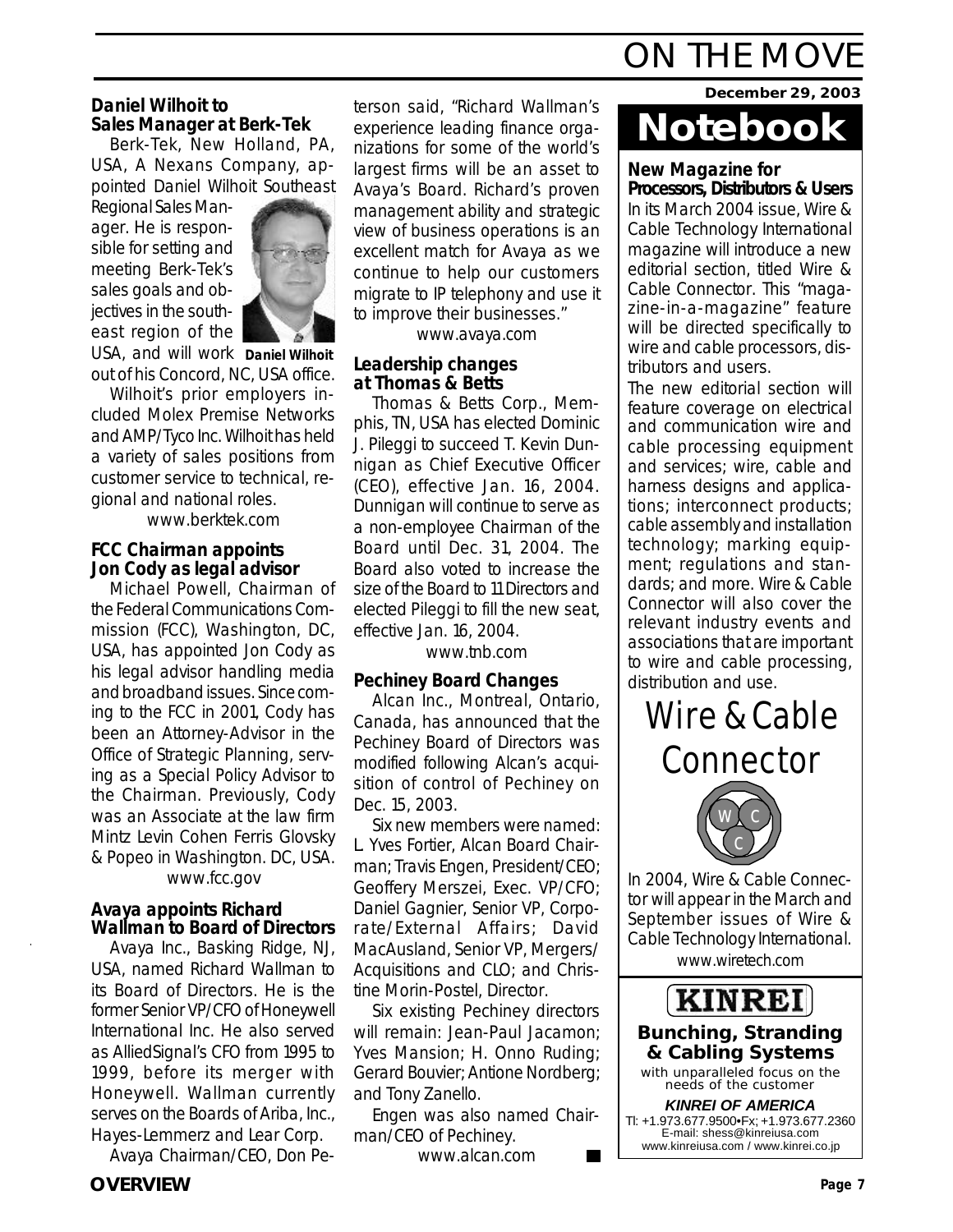# ON THE MOVE

### Daniel Wilhoit to Sales Manager at Berk-Tek

Berk-Tek, New Holland, PA, USA, A Nexans Company, appointed Daniel Wilhoit Southeast Regional Sales Manager. He is responsible for setting and meeting Berk-Tek's sales goals and objectives in the southeast region of the USA, and will work out of his Concord, NC, USA office.

Daniel Wilhoit

Wilhoit's prior employers included Molex Premise Networks and AMP/Tyco Inc. Wilhoit has held a variety of sales positions from customer service to technical, regional and national roles.

www.berktek.com

### FCC Chairman appoints Jon Cody as legal advisor

Michael Powell, Chairman of the Federal Communications Commission (FCC), Washington, DC, USA, has appointed Jon Cody as his legal advisor handling media and broadband issues. Since coming to the FCC in 2001, Cody has been an Attorney-Advisor in the Office of Strategic Planning, serving as a Special Policy Advisor to the Chairman. Previously, Cody was an Associate at the law firm Mintz Levin Cohen Ferris Glovsky & Popeo in Washington. DC, USA.

www.fcc.gov

### Avaya appoints Richard Wallman to Board of Directors

Avaya Inc., Basking Ridge, NJ, USA, named Richard Wallman to its Board of Directors. He is the former Senior VP/CFO of Honeywell International Inc. He also served as AlliedSignal's CFO from 1995 to 1999, before its merger with Honeywell. Wallman currently serves on the Boards of Ariba, Inc., Hayes-Lemmerz and Lear Corp.

Avaya Chairman/CEO, Don Peterson said, "Richard Wallman's experience leading finance organizations for some of the world's largest firms will be an asset to Avaya's Board. Richard's proven management ability and strategic view of business operations is an excellent match for Avaya as we continue to help our customers migrate to IP telephony and use it to improve their businesses."

www.avaya.com

### Leadership changes at Thomas & Betts

Thomas & Betts Corp., Memphis, TN, USA has elected Dominic J. Pileggi to succeed T. Kevin Dunnigan as Chief Executive Officer (CEO), effective Jan. 16, 2004. Dunnigan will continue to serve as a non-employee Chairman of the Board until Dec. 31, 2004. The Board also voted to increase the size of the Board to 11 Directors and elected Pileggi to fill the new seat, effective Jan. 16, 2004.

www.tnb.com

### Pechiney Board Changes

Alcan Inc., Montreal, Ontario, Canada, has announced that the Pechiney Board of Directors was modified following Alcan's acquisition of control of Pechiney on Dec. 15, 2003.

Six new members were named: L. Yves Fortier, Alcan Board Chairman; Travis Engen, President/CEO; Geoffery Merszei, Exec. VP/CFO; Daniel Gagnier, Senior VP, Corporate/External Affairs; David MacAusland, Senior VP, Mergers/Acquisitions and CLO; and Christine Morin-Postel, Director.

Six existing Pechiney directors will remain: Jean-Paul Jacamon; Yves Mansion; H. Onno Ruding; Gerard Bouvier; Antione Nordberg; and Tony Zanello.

Engen was also named Chairman/CEO of Pechiney.

www.alcan.com

December 29, 2003

## Notebook

### New Magazine for Processors, Distributors & Users

In its March 2004 issue, Wire & Cable Technology International magazine will introduce a new editorial section, titled Wire & Cable Connector. This "magazine-in-a-magazine" feature will be directed specifically to wire and cable processors, distributors and users.

The new editorial section will feature coverage on electrical and communication wire and cable processing equipment and services; wire, cable and harness designs and applications; interconnect products; cable assembly and installation technology; marking equipment; regulations and standards; and more. Wire & Cable Connector will also cover the relevant industry events and associations that are important to wire and cable processing, distribution and use.

Wire & Cable Connector

In 2004, Wire & Cable Connector will appear in the March and September issues of Wire & Cable Technology International.

www.wiretech.com

**KINREI**

**Bunching, Stranding & Cabling Systems**

with unparalleled focus on the needs of the customer

***KINREI OF AMERICA***

Tl: +1.973.677.9500•Fx; +1.973.677.2360
E-mail: shess@kinreiusa.com
www.kinreiusa.com / www.kinrei.co.jp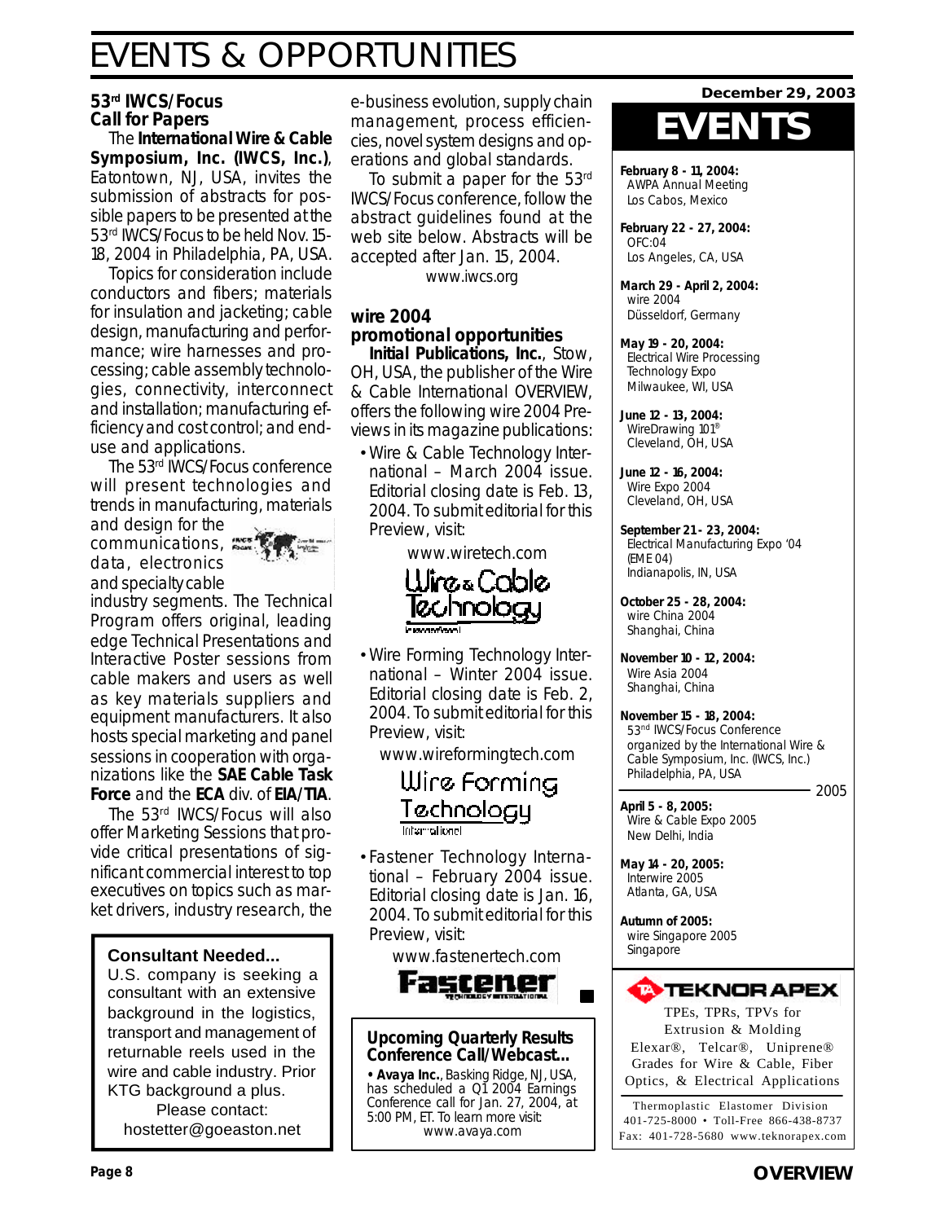# EVENTS & OPPORTUNITIES

### 53rd IWCS/Focus Call for Papers

The **International Wire & Cable Symposium, Inc. (IWCS, Inc.)**, Eatontown, NJ, USA, invites the submission of abstracts for possible papers to be presented at the 53rd IWCS/Focus to be held Nov. 15-18, 2004 in Philadelphia, PA, USA.

Topics for consideration include conductors and fibers; materials for insulation and jacketing; cable design, manufacturing and performance; wire harnesses and processing; cable assembly technologies, connectivity, interconnect and installation; manufacturing efficiency and cost control; and end-use and applications.

The 53rd IWCS/Focus conference will present technologies and trends in manufacturing, materials and design for the communications, data, electronics and specialty cable industry segments. The Technical Program offers original, leading edge Technical Presentations and Interactive Poster sessions from cable makers and users as well as key materials suppliers and equipment manufacturers. It also hosts special marketing and panel sessions in cooperation with organizations like the **SAE Cable Task Force** and the **ECA** div. of **EIA/TIA**.

The 53rd IWCS/Focus will also offer Marketing Sessions that provide critical presentations of significant commercial interest to top executives on topics such as market drivers, industry research, the e-business evolution, supply chain management, process efficiencies, novel system designs and operations and global standards.

To submit a paper for the 53rd IWCS/Focus conference, follow the abstract guidelines found at the web site below. Abstracts will be accepted after Jan. 15, 2004.

www.iwcs.org

### wire 2004 promotional opportunities

**Initial Publications, Inc.**, Stow, OH, USA, the publisher of the Wire & Cable International OVERVIEW, offers the following wire 2004 Previews in its magazine publications:

- Wire & Cable Technology International – March 2004 issue. Editorial closing date is Feb. 13, 2004. To submit editorial for this Preview, visit:

  www.wiretech.com

  Wire & Cable Technology International

- Wire Forming Technology International – Winter 2004 issue. Editorial closing date is Feb. 2, 2004. To submit editorial for this Preview, visit:

  www.wireformingtech.com

  Wire Forming Technology International

- Fastener Technology International – February 2004 issue. Editorial closing date is Jan. 16, 2004. To submit editorial for this Preview, visit:

  www.fastenertech.com

  Fastener Technology International

### Consultant Needed...

U.S. company is seeking a consultant with an extensive background in the logistics, transport and management of returnable reels used in the wire and cable industry. Prior KTG background a plus.

Please contact:
hostetter@goeaston.net

### Upcoming Quarterly Results Conference Call/Webcast...

- **Avaya Inc.**, Basking Ridge, NJ, USA, has scheduled a Q1 2004 Earnings Conference call for Jan. 27, 2004, at 5:00 PM, ET. To learn more visit:
  www.avaya.com

**December 29, 2003**

## EVENTS

**February 8 - 11, 2004:**
AWPA Annual Meeting
Los Cabos, Mexico

**February 22 - 27, 2004:**
OFC:04
Los Angeles, CA, USA

**March 29 - April 2, 2004:**
wire 2004
Düsseldorf, Germany

**May 19 - 20, 2004:**
Electrical Wire Processing Technology Expo
Milwaukee, WI, USA

**June 12 - 13, 2004:**
WireDrawing 101®
Cleveland, OH, USA

**June 12 - 16, 2004:**
Wire Expo 2004
Cleveland, OH, USA

**September 21 - 23, 2004:**
Electrical Manufacturing Expo '04 (EME 04)
Indianapolis, IN, USA

**October 25 - 28, 2004:**
wire China 2004
Shanghai, China

**November 10 - 12, 2004:**
Wire Asia 2004
Shanghai, China

**November 15 - 18, 2004:**
53nd IWCS/Focus Conference organized by the International Wire & Cable Symposium, Inc. (IWCS, Inc.)
Philadelphia, PA, USA

2005

**April 5 - 8, 2005:**
Wire & Cable Expo 2005
New Delhi, India

**May 14 - 20, 2005:**
Interwire 2005
Atlanta, GA, USA

**Autumn of 2005:**
wire Singapore 2005
Singapore

**TEKNOR APEX**

TPEs, TPRs, TPVs for Extrusion & Molding
Elexar®, Telcar®, Uniprene® Grades for Wire & Cable, Fiber Optics, & Electrical Applications

Thermoplastic Elastomer Division
401-725-8000 • Toll-Free 866-438-8737
Fax: 401-728-5680 www.teknorapex.com